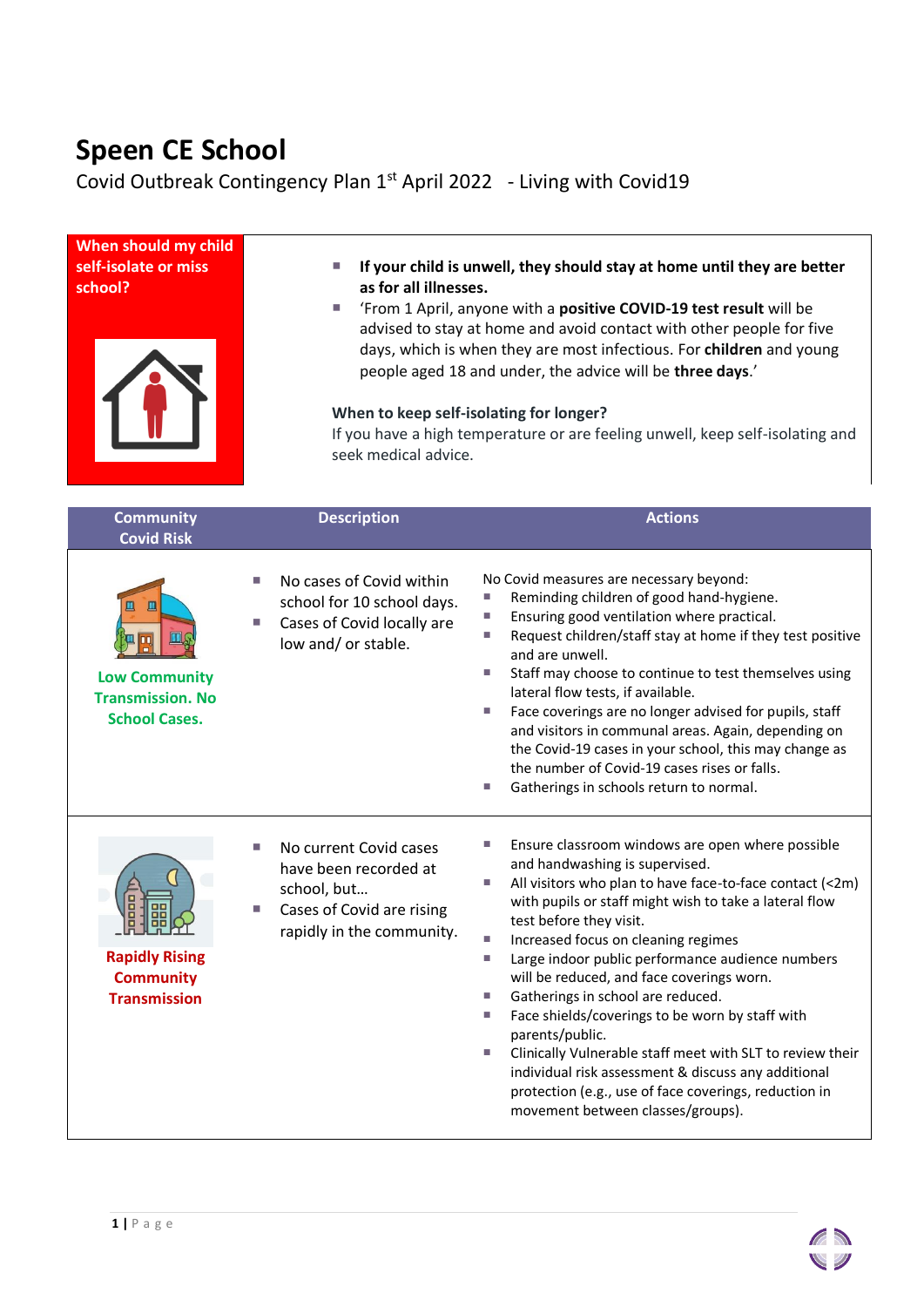# Speen CE School

Covid Outbreak Contingency Plan 1st April 2022 - Living with Covid19

| When should my child self-isolate or miss school? | |
|---|---|
| | ▪ **If your child is unwell, they should stay at home until they are better as for all illnesses.**<br>▪ 'From 1 April, anyone with a **positive COVID-19 test result** will be advised to stay at home and avoid contact with other people for five days, which is when they are most infectious. For **children** and young people aged 18 and under, the advice will be **three days**.'<br><br>**When to keep self-isolating for longer?**<br>If you have a high temperature or are feeling unwell, keep self-isolating and seek medical advice. |

| Community Covid Risk | Description | Actions |
|---|---|---|
| **Low Community Transmission. No School Cases.** | ▪ No cases of Covid within school for 10 school days.<br>▪ Cases of Covid locally are low and/ or stable. | No Covid measures are necessary beyond:<br>▪ Reminding children of good hand-hygiene.<br>▪ Ensuring good ventilation where practical.<br>▪ Request children/staff stay at home if they test positive and are unwell.<br>▪ Staff may choose to continue to test themselves using lateral flow tests, if available.<br>▪ Face coverings are no longer advised for pupils, staff and visitors in communal areas. Again, depending on the Covid-19 cases in your school, this may change as the number of Covid-19 cases rises or falls.<br>▪ Gatherings in schools return to normal. |
| **Rapidly Rising Community Transmission** | ▪ No current Covid cases have been recorded at school, but…<br>▪ Cases of Covid are rising rapidly in the community. | ▪ Ensure classroom windows are open where possible and handwashing is supervised.<br>▪ All visitors who plan to have face-to-face contact (<2m) with pupils or staff might wish to take a lateral flow test before they visit.<br>▪ Increased focus on cleaning regimes<br>▪ Large indoor public performance audience numbers will be reduced, and face coverings worn.<br>▪ Gatherings in school are reduced.<br>▪ Face shields/coverings to be worn by staff with parents/public.<br>▪ Clinically Vulnerable staff meet with SLT to review their individual risk assessment & discuss any additional protection (e.g., use of face coverings, reduction in movement between classes/groups). |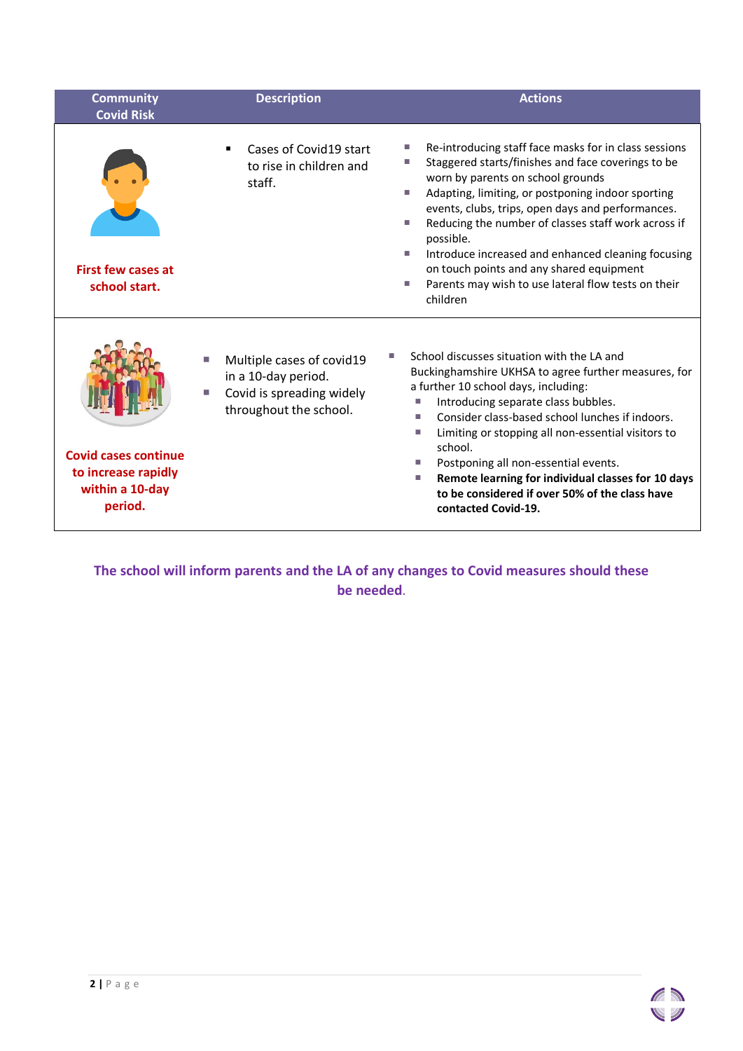| Community Covid Risk | Description | Actions |
|---|---|---|
| **First few cases at school start.** | Cases of Covid19 start to rise in children and staff. | Re-introducing staff face masks for in class sessions<br>Staggered starts/finishes and face coverings to be worn by parents on school grounds<br>Adapting, limiting, or postponing indoor sporting events, clubs, trips, open days and performances.<br>Reducing the number of classes staff work across if possible.<br>Introduce increased and enhanced cleaning focusing on touch points and any shared equipment<br>Parents may wish to use lateral flow tests on their children |
| **Covid cases continue to increase rapidly within a 10-day period.** | Multiple cases of covid19 in a 10-day period.<br>Covid is spreading widely throughout the school. | School discusses situation with the LA and Buckinghamshire UKHSA to agree further measures, for a further 10 school days, including:<br>- Introducing separate class bubbles.<br>- Consider class-based school lunches if indoors.<br>- Limiting or stopping all non-essential visitors to school.<br>- Postponing all non-essential events.<br>- **Remote learning for individual classes for 10 days to be considered if over 50% of the class have contacted Covid-19.** |

**The school will inform parents and the LA of any changes to Covid measures should these be needed.**